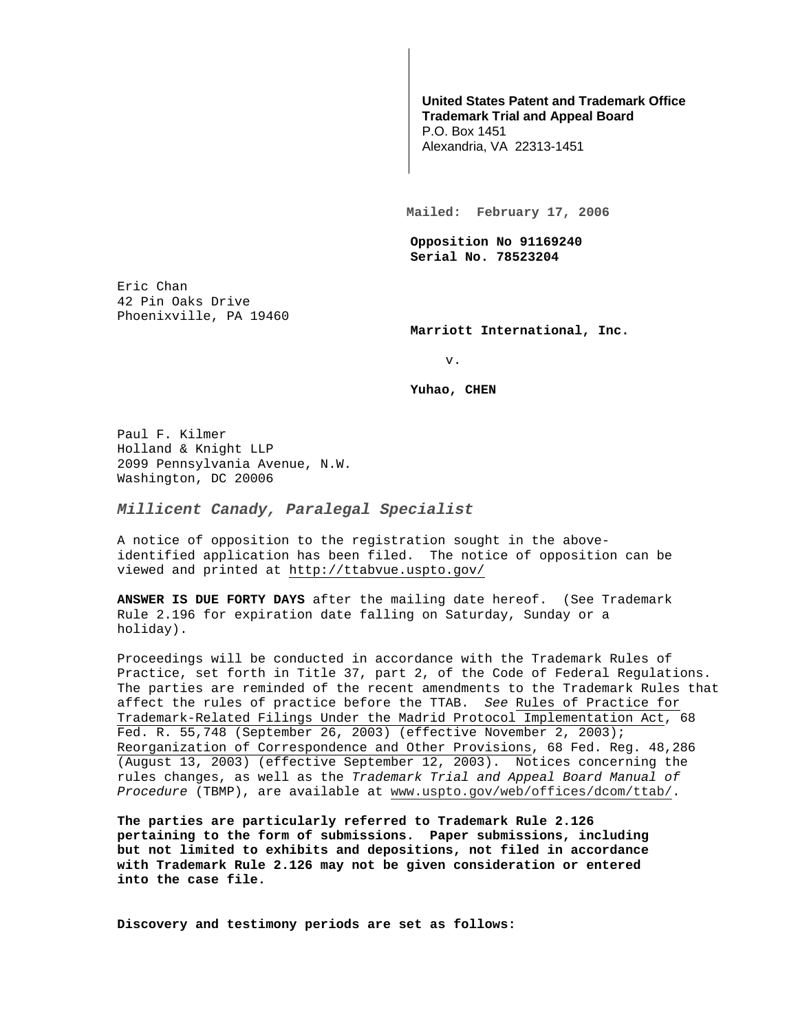**United States Patent and Trademark Office**
**Trademark Trial and Appeal Board**
P.O. Box 1451
Alexandria, VA 22313-1451

**Mailed: February 17, 2006**

**Opposition No 91169240**
**Serial No. 78523204**

Eric Chan
42 Pin Oaks Drive
Phoenixville, PA 19460

**Marriott International, Inc.**

v.

**Yuhao, CHEN**

Paul F. Kilmer
Holland & Knight LLP
2099 Pennsylvania Avenue, N.W.
Washington, DC 20006

***Millicent Canady, Paralegal Specialist***

A notice of opposition to the registration sought in the above-identified application has been filed. The notice of opposition can be viewed and printed at http://ttabvue.uspto.gov/

**ANSWER IS DUE FORTY DAYS** after the mailing date hereof. (See Trademark Rule 2.196 for expiration date falling on Saturday, Sunday or a holiday).

Proceedings will be conducted in accordance with the Trademark Rules of Practice, set forth in Title 37, part 2, of the Code of Federal Regulations. The parties are reminded of the recent amendments to the Trademark Rules that affect the rules of practice before the TTAB. *See* Rules of Practice for Trademark-Related Filings Under the Madrid Protocol Implementation Act, 68 Fed. R. 55,748 (September 26, 2003) (effective November 2, 2003); Reorganization of Correspondence and Other Provisions, 68 Fed. Reg. 48,286 (August 13, 2003) (effective September 12, 2003). Notices concerning the rules changes, as well as the *Trademark Trial and Appeal Board Manual of Procedure* (TBMP), are available at www.uspto.gov/web/offices/dcom/ttab/.

**The parties are particularly referred to Trademark Rule 2.126 pertaining to the form of submissions. Paper submissions, including but not limited to exhibits and depositions, not filed in accordance with Trademark Rule 2.126 may not be given consideration or entered into the case file.**

**Discovery and testimony periods are set as follows:**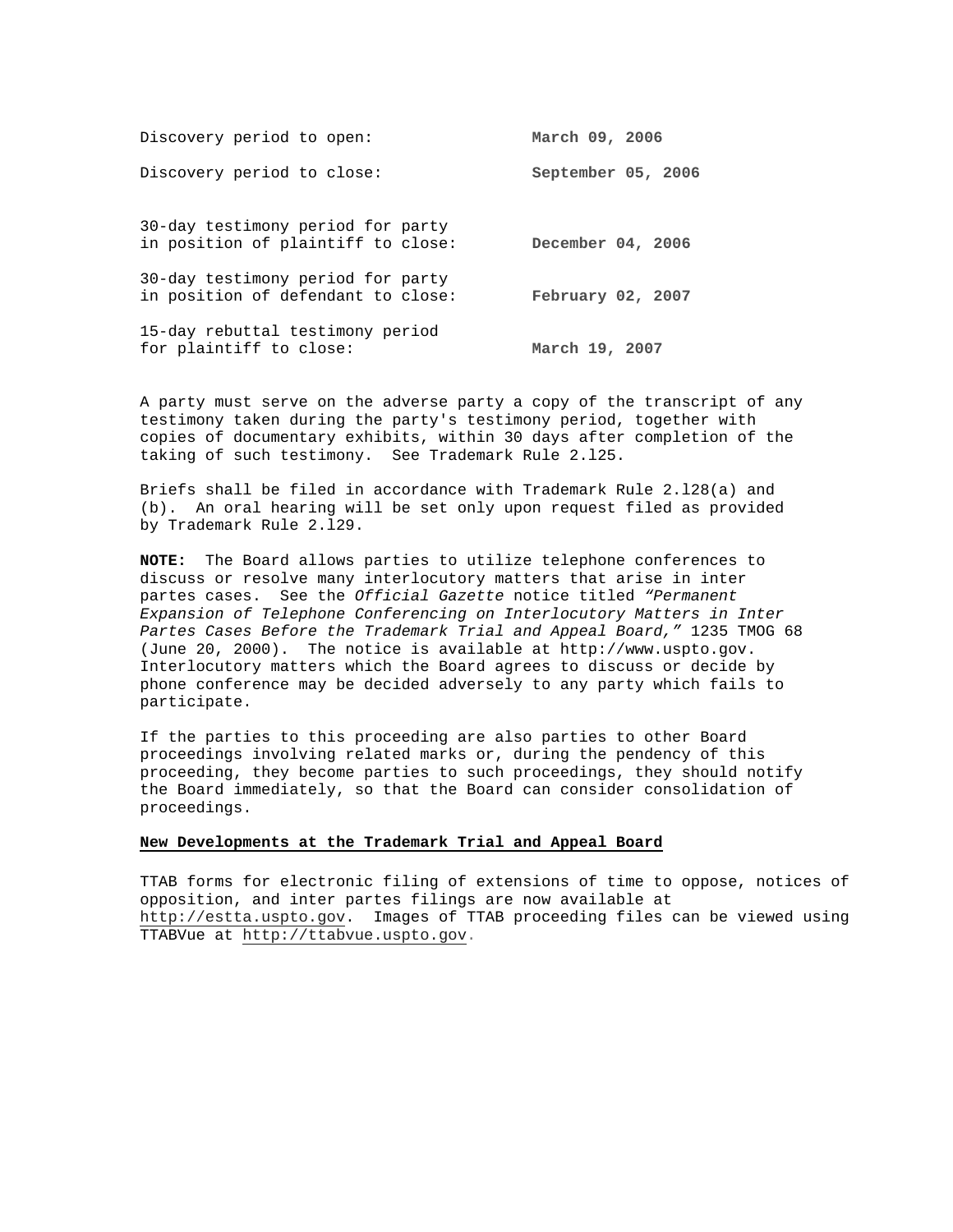| | |
|---|---|
| Discovery period to open: | **March 09, 2006** |
| Discovery period to close: | **September 05, 2006** |
| 30-day testimony period for party in position of plaintiff to close: | **December 04, 2006** |
| 30-day testimony period for party in position of defendant to close: | **February 02, 2007** |
| 15-day rebuttal testimony period for plaintiff to close: | **March 19, 2007** |

A party must serve on the adverse party a copy of the transcript of any testimony taken during the party's testimony period, together with copies of documentary exhibits, within 30 days after completion of the taking of such testimony. See Trademark Rule 2.l25.

Briefs shall be filed in accordance with Trademark Rule 2.l28(a) and (b). An oral hearing will be set only upon request filed as provided by Trademark Rule 2.l29.

**NOTE:** The Board allows parties to utilize telephone conferences to discuss or resolve many interlocutory matters that arise in inter partes cases. See the *Official Gazette* notice titled *"Permanent Expansion of Telephone Conferencing on Interlocutory Matters in Inter Partes Cases Before the Trademark Trial and Appeal Board,"* 1235 TMOG 68 (June 20, 2000). The notice is available at http://www.uspto.gov. Interlocutory matters which the Board agrees to discuss or decide by phone conference may be decided adversely to any party which fails to participate.

If the parties to this proceeding are also parties to other Board proceedings involving related marks or, during the pendency of this proceeding, they become parties to such proceedings, they should notify the Board immediately, so that the Board can consider consolidation of proceedings.

**New Developments at the Trademark Trial and Appeal Board**

TTAB forms for electronic filing of extensions of time to oppose, notices of opposition, and inter partes filings are now available at http://estta.uspto.gov. Images of TTAB proceeding files can be viewed using TTABVue at http://ttabvue.uspto.gov.